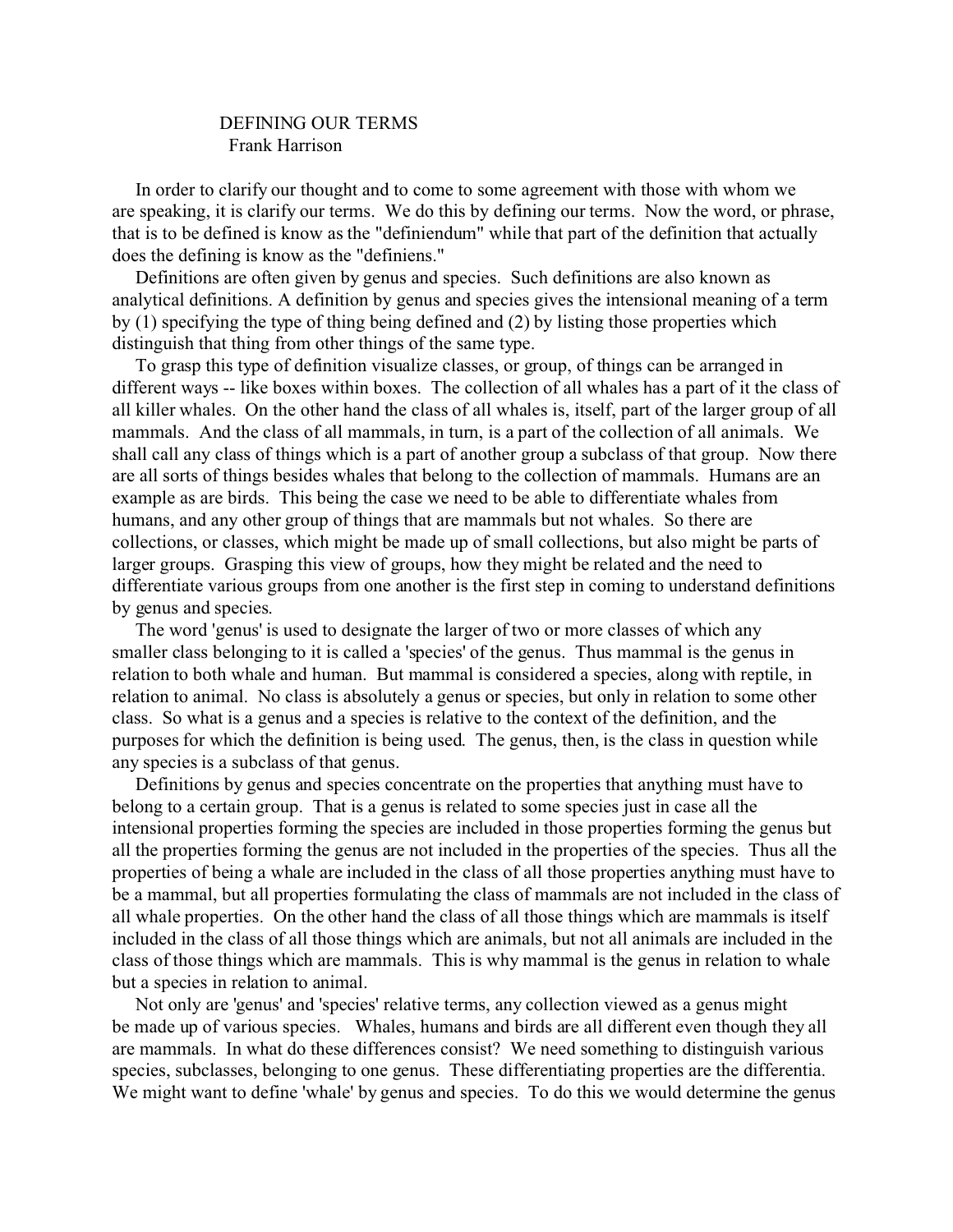# DEFINING OUR TERMS

Frank Harrison

In order to clarify our thought and to come to some agreement with those with whom we are speaking, it is clarify our terms. We do this by defining our terms. Now the word, or phrase, that is to be defined is know as the "definiendum" while that part of the definition that actually does the defining is know as the "definiens."

Definitions are often given by genus and species. Such definitions are also known as analytical definitions. A definition by genus and species gives the intensional meaning of a term by (1) specifying the type of thing being defined and (2) by listing those properties which distinguish that thing from other things of the same type.

To grasp this type of definition visualize classes, or group, of things can be arranged in different ways -- like boxes within boxes. The collection of all whales has a part of it the class of all killer whales. On the other hand the class of all whales is, itself, part of the larger group of all mammals. And the class of all mammals, in turn, is a part of the collection of all animals. We shall call any class of things which is a part of another group a subclass of that group. Now there are all sorts of things besides whales that belong to the collection of mammals. Humans are an example as are birds. This being the case we need to be able to differentiate whales from humans, and any other group of things that are mammals but not whales. So there are collections, or classes, which might be made up of small collections, but also might be parts of larger groups. Grasping this view of groups, how they might be related and the need to differentiate various groups from one another is the first step in coming to understand definitions by genus and species.

The word 'genus' is used to designate the larger of two or more classes of which any smaller class belonging to it is called a 'species' of the genus. Thus mammal is the genus in relation to both whale and human. But mammal is considered a species, along with reptile, in relation to animal. No class is absolutely a genus or species, but only in relation to some other class. So what is a genus and a species is relative to the context of the definition, and the purposes for which the definition is being used. The genus, then, is the class in question while any species is a subclass of that genus.

Definitions by genus and species concentrate on the properties that anything must have to belong to a certain group. That is a genus is related to some species just in case all the intensional properties forming the species are included in those properties forming the genus but all the properties forming the genus are not included in the properties of the species. Thus all the properties of being a whale are included in the class of all those properties anything must have to be a mammal, but all properties formulating the class of mammals are not included in the class of all whale properties. On the other hand the class of all those things which are mammals is itself included in the class of all those things which are animals, but not all animals are included in the class of those things which are mammals. This is why mammal is the genus in relation to whale but a species in relation to animal.

Not only are 'genus' and 'species' relative terms, any collection viewed as a genus might be made up of various species. Whales, humans and birds are all different even though they all are mammals. In what do these differences consist? We need something to distinguish various species, subclasses, belonging to one genus. These differentiating properties are the differentia. We might want to define 'whale' by genus and species. To do this we would determine the genus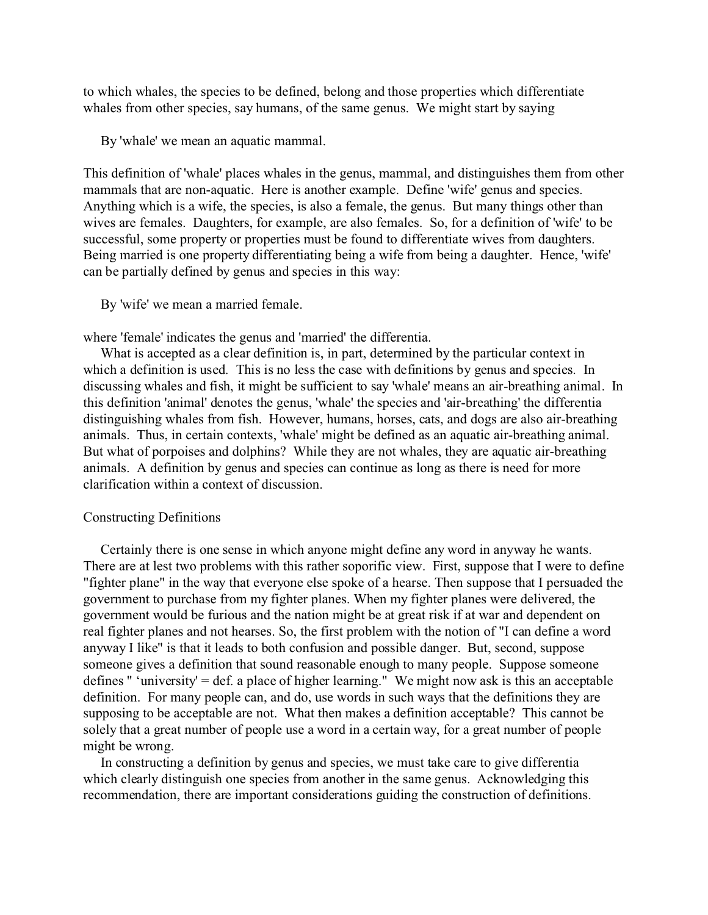to which whales, the species to be defined, belong and those properties which differentiate whales from other species, say humans, of the same genus. We might start by saying

By 'whale' we mean an aquatic mammal.

This definition of 'whale' places whales in the genus, mammal, and distinguishes them from other mammals that are non-aquatic. Here is another example. Define 'wife' genus and species. Anything which is a wife, the species, is also a female, the genus. But many things other than wives are females. Daughters, for example, are also females. So, for a definition of 'wife' to be successful, some property or properties must be found to differentiate wives from daughters. Being married is one property differentiating being a wife from being a daughter. Hence, 'wife' can be partially defined by genus and species in this way:

By 'wife' we mean a married female.

where 'female' indicates the genus and 'married' the differentia.

What is accepted as a clear definition is, in part, determined by the particular context in which a definition is used. This is no less the case with definitions by genus and species. In discussing whales and fish, it might be sufficient to say 'whale' means an air-breathing animal. In this definition 'animal' denotes the genus, 'whale' the species and 'air-breathing' the differentia distinguishing whales from fish. However, humans, horses, cats, and dogs are also air-breathing animals. Thus, in certain contexts, 'whale' might be defined as an aquatic air-breathing animal. But what of porpoises and dolphins? While they are not whales, they are aquatic air-breathing animals. A definition by genus and species can continue as long as there is need for more clarification within a context of discussion.

## Constructing Definitions

Certainly there is one sense in which anyone might define any word in anyway he wants. There are at lest two problems with this rather soporific view. First, suppose that I were to define "fighter plane" in the way that everyone else spoke of a hearse. Then suppose that I persuaded the government to purchase from my fighter planes. When my fighter planes were delivered, the government would be furious and the nation might be at great risk if at war and dependent on real fighter planes and not hearses. So, the first problem with the notion of "I can define a word anyway I like" is that it leads to both confusion and possible danger. But, second, suppose someone gives a definition that sound reasonable enough to many people. Suppose someone defines " 'university' = def. a place of higher learning." We might now ask is this an acceptable definition. For many people can, and do, use words in such ways that the definitions they are supposing to be acceptable are not. What then makes a definition acceptable? This cannot be solely that a great number of people use a word in a certain way, for a great number of people might be wrong.

In constructing a definition by genus and species, we must take care to give differentia which clearly distinguish one species from another in the same genus. Acknowledging this recommendation, there are important considerations guiding the construction of definitions.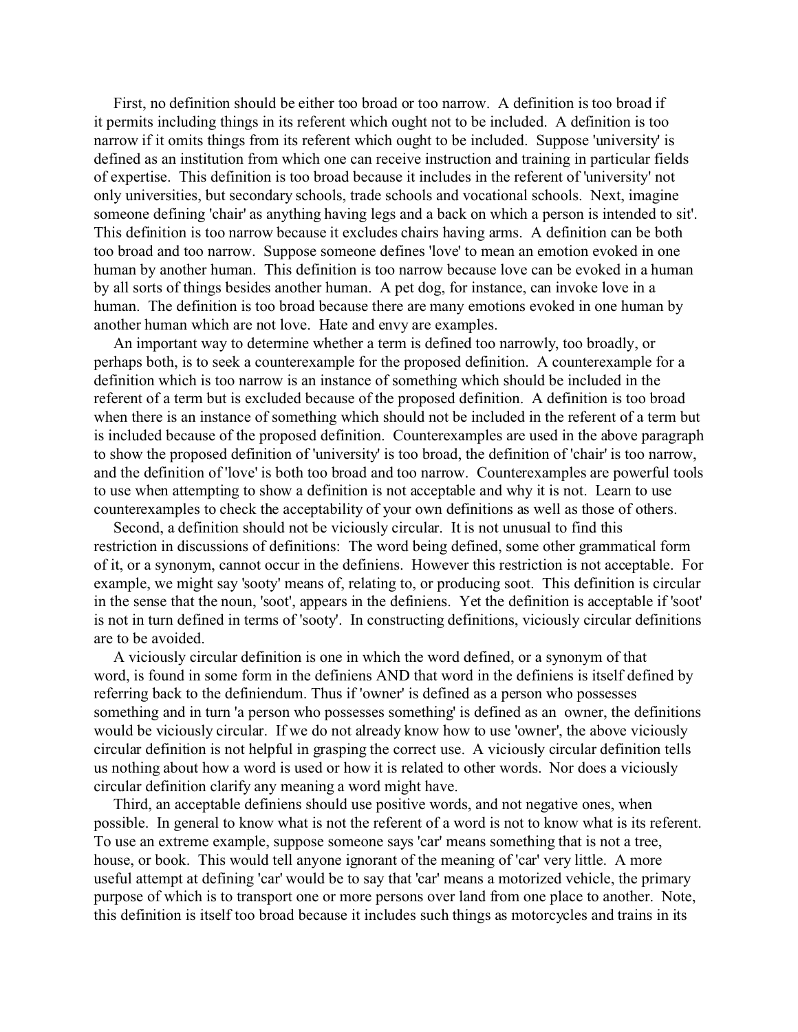First, no definition should be either too broad or too narrow. A definition is too broad if it permits including things in its referent which ought not to be included. A definition is too narrow if it omits things from its referent which ought to be included. Suppose 'university' is defined as an institution from which one can receive instruction and training in particular fields of expertise. This definition is too broad because it includes in the referent of 'university' not only universities, but secondary schools, trade schools and vocational schools. Next, imagine someone defining 'chair' as anything having legs and a back on which a person is intended to sit'. This definition is too narrow because it excludes chairs having arms. A definition can be both too broad and too narrow. Suppose someone defines 'love' to mean an emotion evoked in one human by another human. This definition is too narrow because love can be evoked in a human by all sorts of things besides another human. A pet dog, for instance, can invoke love in a human. The definition is too broad because there are many emotions evoked in one human by another human which are not love. Hate and envy are examples.

An important way to determine whether a term is defined too narrowly, too broadly, or perhaps both, is to seek a counterexample for the proposed definition. A counterexample for a definition which is too narrow is an instance of something which should be included in the referent of a term but is excluded because of the proposed definition. A definition is too broad when there is an instance of something which should not be included in the referent of a term but is included because of the proposed definition. Counterexamples are used in the above paragraph to show the proposed definition of 'university' is too broad, the definition of 'chair' is too narrow, and the definition of 'love' is both too broad and too narrow. Counterexamples are powerful tools to use when attempting to show a definition is not acceptable and why it is not. Learn to use counterexamples to check the acceptability of your own definitions as well as those of others.

Second, a definition should not be viciously circular. It is not unusual to find this restriction in discussions of definitions: The word being defined, some other grammatical form of it, or a synonym, cannot occur in the definiens. However this restriction is not acceptable. For example, we might say 'sooty' means of, relating to, or producing soot. This definition is circular in the sense that the noun, 'soot', appears in the definiens. Yet the definition is acceptable if 'soot' is not in turn defined in terms of 'sooty'. In constructing definitions, viciously circular definitions are to be avoided.

A viciously circular definition is one in which the word defined, or a synonym of that word, is found in some form in the definiens AND that word in the definiens is itself defined by referring back to the definiendum. Thus if 'owner' is defined as a person who possesses something and in turn 'a person who possesses something' is defined as an owner, the definitions would be viciously circular. If we do not already know how to use 'owner', the above viciously circular definition is not helpful in grasping the correct use. A viciously circular definition tells us nothing about how a word is used or how it is related to other words. Nor does a viciously circular definition clarify any meaning a word might have.

Third, an acceptable definiens should use positive words, and not negative ones, when possible. In general to know what is not the referent of a word is not to know what is its referent. To use an extreme example, suppose someone says 'car' means something that is not a tree, house, or book. This would tell anyone ignorant of the meaning of 'car' very little. A more useful attempt at defining 'car' would be to say that 'car' means a motorized vehicle, the primary purpose of which is to transport one or more persons over land from one place to another. Note, this definition is itself too broad because it includes such things as motorcycles and trains in its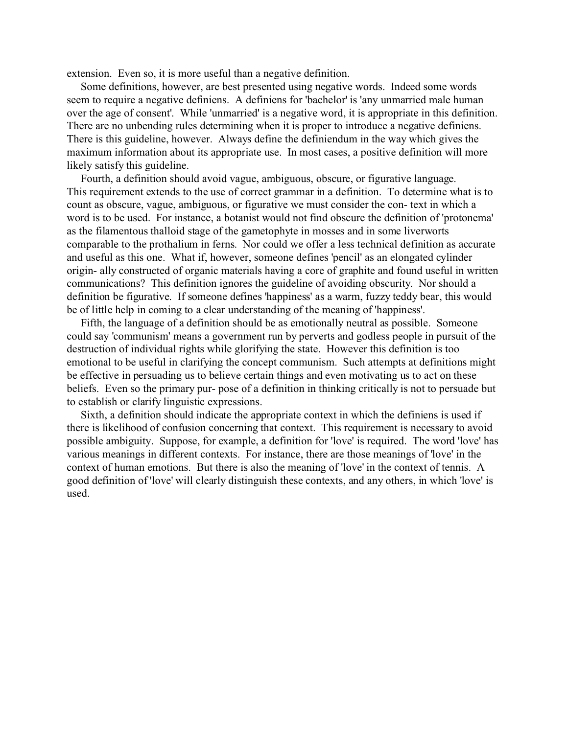extension. Even so, it is more useful than a negative definition.

Some definitions, however, are best presented using negative words. Indeed some words seem to require a negative definiens. A definiens for 'bachelor' is 'any unmarried male human over the age of consent'. While 'unmarried' is a negative word, it is appropriate in this definition. There are no unbending rules determining when it is proper to introduce a negative definiens. There is this guideline, however. Always define the definiendum in the way which gives the maximum information about its appropriate use. In most cases, a positive definition will more likely satisfy this guideline.

Fourth, a definition should avoid vague, ambiguous, obscure, or figurative language. This requirement extends to the use of correct grammar in a definition. To determine what is to count as obscure, vague, ambiguous, or figurative we must consider the con- text in which a word is to be used. For instance, a botanist would not find obscure the definition of 'protonema' as the filamentous thalloid stage of the gametophyte in mosses and in some liverworts comparable to the prothalium in ferns. Nor could we offer a less technical definition as accurate and useful as this one. What if, however, someone defines 'pencil' as an elongated cylinder origin- ally constructed of organic materials having a core of graphite and found useful in written communications? This definition ignores the guideline of avoiding obscurity. Nor should a definition be figurative. If someone defines 'happiness' as a warm, fuzzy teddy bear, this would be of little help in coming to a clear understanding of the meaning of 'happiness'.

Fifth, the language of a definition should be as emotionally neutral as possible. Someone could say 'communism' means a government run by perverts and godless people in pursuit of the destruction of individual rights while glorifying the state. However this definition is too emotional to be useful in clarifying the concept communism. Such attempts at definitions might be effective in persuading us to believe certain things and even motivating us to act on these beliefs. Even so the primary pur- pose of a definition in thinking critically is not to persuade but to establish or clarify linguistic expressions.

Sixth, a definition should indicate the appropriate context in which the definiens is used if there is likelihood of confusion concerning that context. This requirement is necessary to avoid possible ambiguity. Suppose, for example, a definition for 'love' is required. The word 'love' has various meanings in different contexts. For instance, there are those meanings of 'love' in the context of human emotions. But there is also the meaning of 'love' in the context of tennis. A good definition of 'love' will clearly distinguish these contexts, and any others, in which 'love' is used.